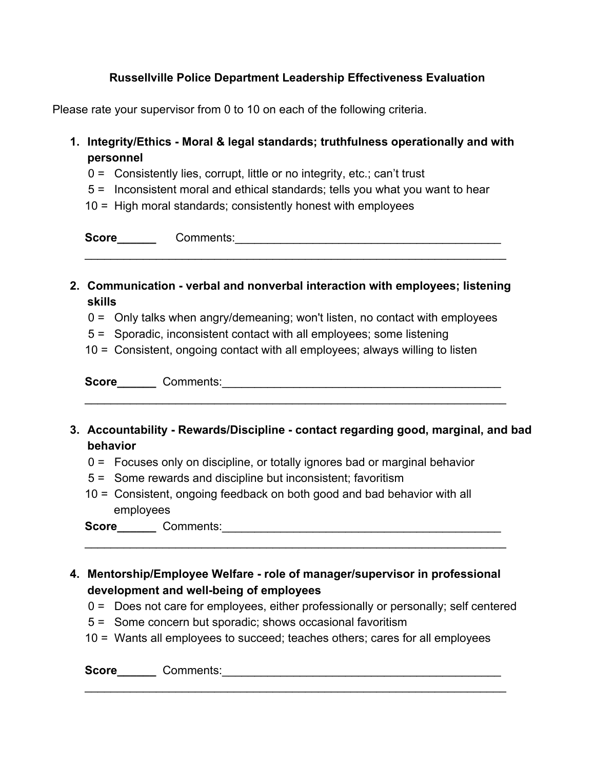# Russellville Police Department Leadership Effectiveness Evaluation

Please rate your supervisor from 0 to 10 on each of the following criteria.

1. **Integrity/Ethics - Moral & legal standards; truthfulness operationally and with personnel**
   - 0 = Consistently lies, corrupt, little or no integrity, etc.; can't trust
   - 5 = Inconsistent moral and ethical standards; tells you what you want to hear
   - 10 = High moral standards; consistently honest with employees

   **Score______** Comments:____________________________________________
   ______________________________________________________________________

2. **Communication - verbal and nonverbal interaction with employees; listening skills**
   - 0 = Only talks when angry/demeaning; won't listen, no contact with employees
   - 5 = Sporadic, inconsistent contact with all employees; some listening
   - 10 = Consistent, ongoing contact with all employees; always willing to listen

   **Score______** Comments:____________________________________________
   ______________________________________________________________________

3. **Accountability - Rewards/Discipline - contact regarding good, marginal, and bad behavior**
   - 0 = Focuses only on discipline, or totally ignores bad or marginal behavior
   - 5 = Some rewards and discipline but inconsistent; favoritism
   - 10 = Consistent, ongoing feedback on both good and bad behavior with all employees

   **Score______** Comments:____________________________________________
   ______________________________________________________________________

4. **Mentorship/Employee Welfare - role of manager/supervisor in professional development and well-being of employees**
   - 0 = Does not care for employees, either professionally or personally; self centered
   - 5 = Some concern but sporadic; shows occasional favoritism
   - 10 = Wants all employees to succeed; teaches others; cares for all employees

   **Score______** Comments:____________________________________________
   ______________________________________________________________________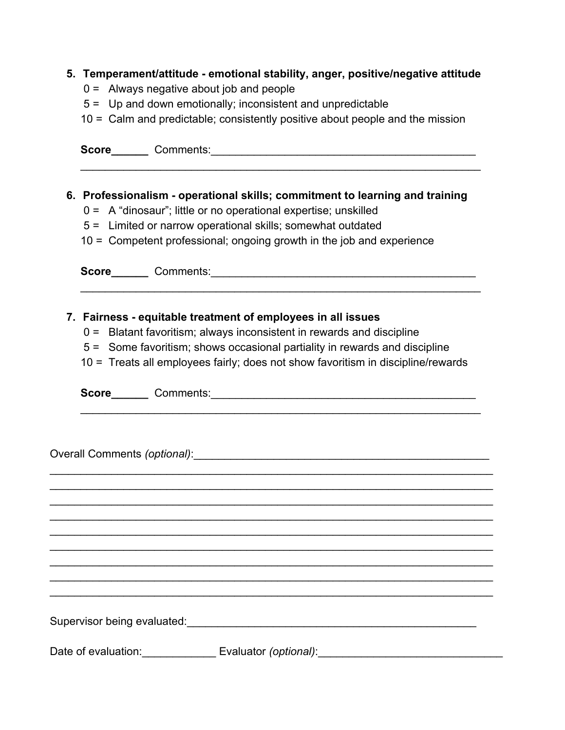5. **Temperament/attitude - emotional stability, anger, positive/negative attitude**
   - 0 = Always negative about job and people
   - 5 = Up and down emotionally; inconsistent and unpredictable
   - 10 = Calm and predictable; consistently positive about people and the mission

   **Score______** Comments:____________________________________________
   ____________________________________________________________________

6. **Professionalism - operational skills; commitment to learning and training**
   - 0 = A "dinosaur"; little or no operational expertise; unskilled
   - 5 = Limited or narrow operational skills; somewhat outdated
   - 10 = Competent professional; ongoing growth in the job and experience

   **Score______** Comments:____________________________________________
   ____________________________________________________________________

7. **Fairness - equitable treatment of employees in all issues**
   - 0 = Blatant favoritism; always inconsistent in rewards and discipline
   - 5 = Some favoritism; shows occasional partiality in rewards and discipline
   - 10 = Treats all employees fairly; does not show favoritism in discipline/rewards

   **Score______** Comments:____________________________________________
   ____________________________________________________________________

Overall Comments *(optional)*:__________________________________________________
_____________________________________________________________________________
_____________________________________________________________________________
_____________________________________________________________________________
_____________________________________________________________________________
_____________________________________________________________________________
_____________________________________________________________________________
_____________________________________________________________________________
_____________________________________________________________________________
_____________________________________________________________________________

Supervisor being evaluated:__________________________________________________

Date of evaluation:____________ Evaluator *(optional)*:______________________________